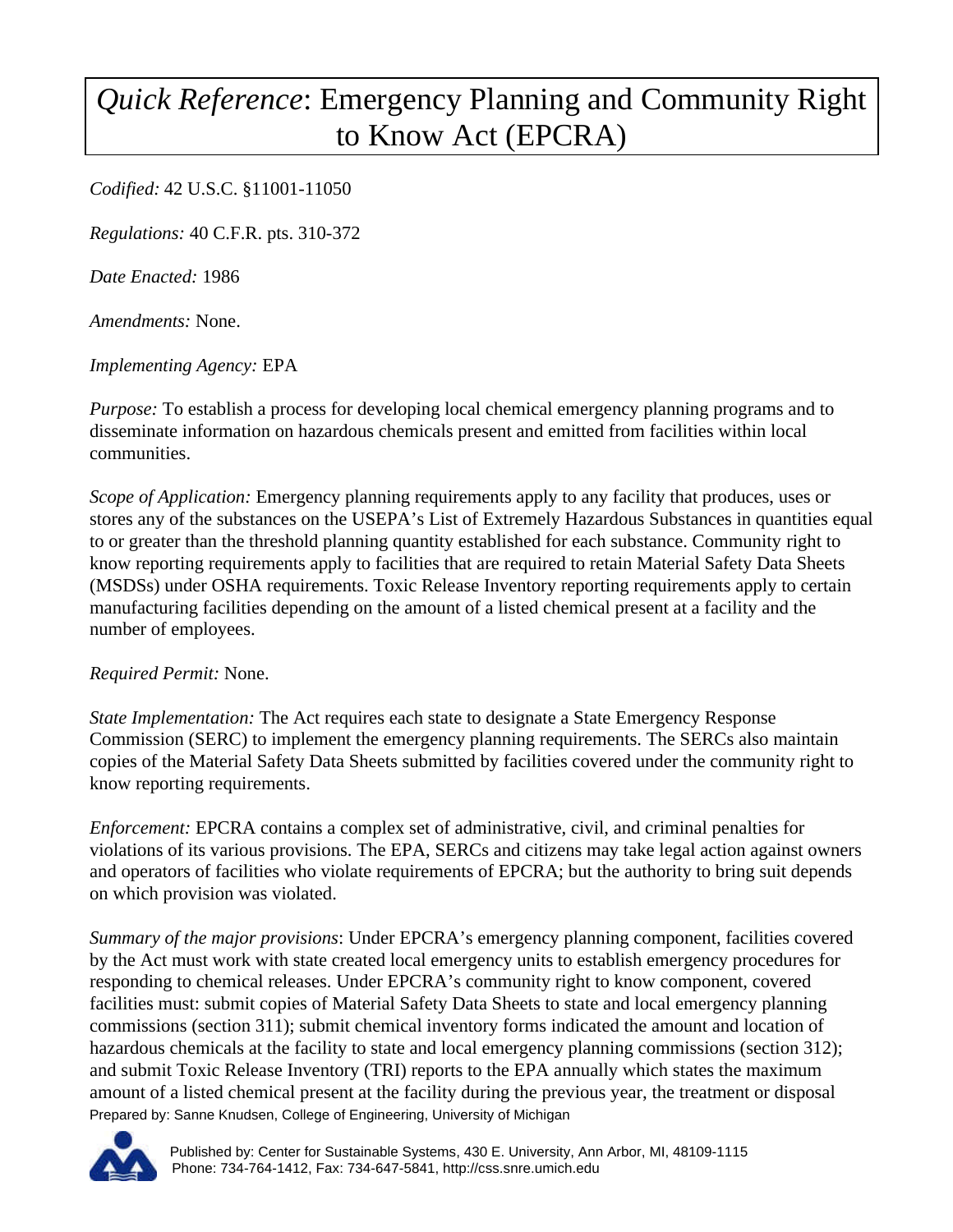# *Quick Reference*: Emergency Planning and Community Right to Know Act (EPCRA)

*Codified:* 42 U.S.C. §11001-11050

*Regulations:* 40 C.F.R. pts. 310-372

*Date Enacted:* 1986

*Amendments:* None.

*Implementing Agency:* EPA

*Purpose:* To establish a process for developing local chemical emergency planning programs and to disseminate information on hazardous chemicals present and emitted from facilities within local communities.

*Scope of Application:* Emergency planning requirements apply to any facility that produces, uses or stores any of the substances on the USEPA's List of Extremely Hazardous Substances in quantities equal to or greater than the threshold planning quantity established for each substance. Community right to know reporting requirements apply to facilities that are required to retain Material Safety Data Sheets (MSDSs) under OSHA requirements. Toxic Release Inventory reporting requirements apply to certain manufacturing facilities depending on the amount of a listed chemical present at a facility and the number of employees.

*Required Permit:* None.

*State Implementation:* The Act requires each state to designate a State Emergency Response Commission (SERC) to implement the emergency planning requirements. The SERCs also maintain copies of the Material Safety Data Sheets submitted by facilities covered under the community right to know reporting requirements.

*Enforcement:* EPCRA contains a complex set of administrative, civil, and criminal penalties for violations of its various provisions. The EPA, SERCs and citizens may take legal action against owners and operators of facilities who violate requirements of EPCRA; but the authority to bring suit depends on which provision was violated.

*Summary of the major provisions*: Under EPCRA's emergency planning component, facilities covered by the Act must work with state created local emergency units to establish emergency procedures for responding to chemical releases. Under EPCRA's community right to know component, covered facilities must: submit copies of Material Safety Data Sheets to state and local emergency planning commissions (section 311); submit chemical inventory forms indicated the amount and location of hazardous chemicals at the facility to state and local emergency planning commissions (section 312); and submit Toxic Release Inventory (TRI) reports to the EPA annually which states the maximum amount of a listed chemical present at the facility during the previous year, the treatment or disposal

Prepared by: Sanne Knudsen, College of Engineering, University of Michigan

Published by: Center for Sustainable Systems, 430 E. University, Ann Arbor, MI, 48109-1115
Phone: 734-764-1412, Fax: 734-647-5841, http://css.snre.umich.edu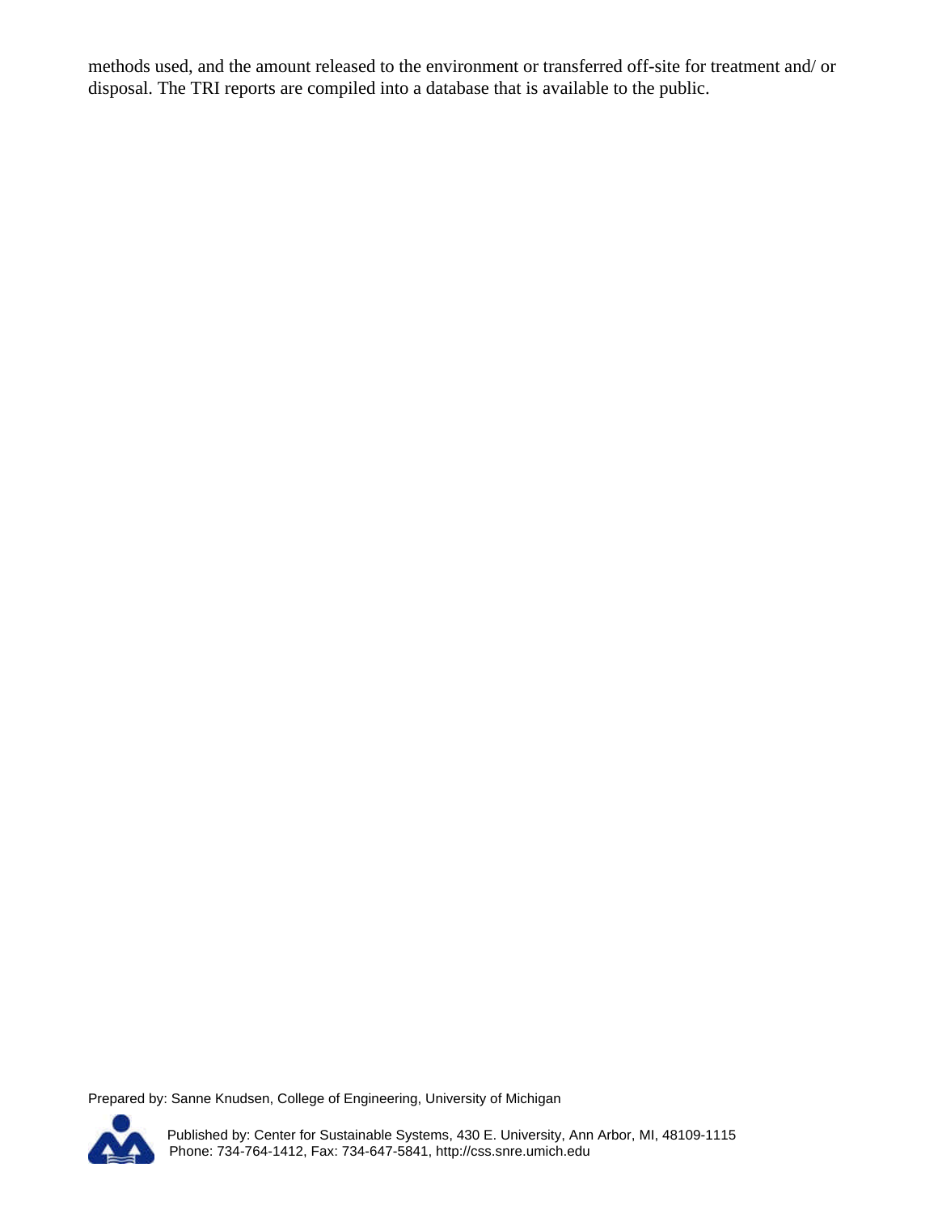methods used, and the amount released to the environment or transferred off-site for treatment and/ or disposal. The TRI reports are compiled into a database that is available to the public.

Prepared by: Sanne Knudsen, College of Engineering, University of Michigan

Published by: Center for Sustainable Systems, 430 E. University, Ann Arbor, MI, 48109-1115
Phone: 734-764-1412, Fax: 734-647-5841, http://css.snre.umich.edu